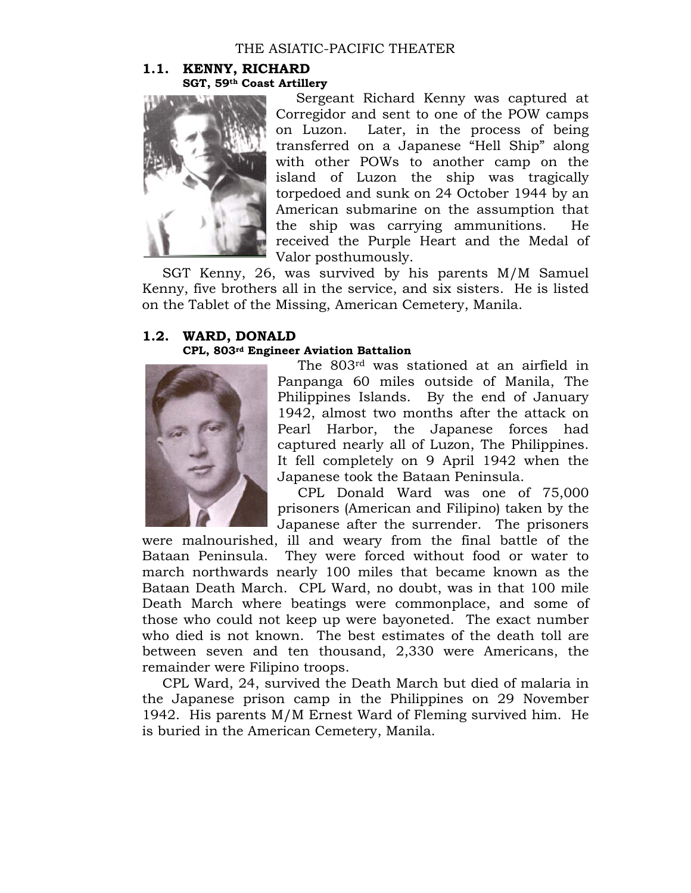# THE ASIATIC-PACIFIC THEATER

## 1.1. KENNY, RICHARD

**SGT, 59th Coast Artillery**

Sergeant Richard Kenny was captured at Corregidor and sent to one of the POW camps on Luzon. Later, in the process of being transferred on a Japanese “Hell Ship” along with other POWs to another camp on the island of Luzon the ship was tragically torpedoed and sunk on 24 October 1944 by an American submarine on the assumption that the ship was carrying ammunitions. He received the Purple Heart and the Medal of Valor posthumously.

SGT Kenny, 26, was survived by his parents M/M Samuel Kenny, five brothers all in the service, and six sisters. He is listed on the Tablet of the Missing, American Cemetery, Manila.

## 1.2. WARD, DONALD

**CPL, 803rd Engineer Aviation Battalion**

The 803rd was stationed at an airfield in Panpanga 60 miles outside of Manila, The Philippines Islands. By the end of January 1942, almost two months after the attack on Pearl Harbor, the Japanese forces had captured nearly all of Luzon, The Philippines. It fell completely on 9 April 1942 when the Japanese took the Bataan Peninsula.

CPL Donald Ward was one of 75,000 prisoners (American and Filipino) taken by the Japanese after the surrender. The prisoners were malnourished, ill and weary from the final battle of the Bataan Peninsula. They were forced without food or water to march northwards nearly 100 miles that became known as the Bataan Death March. CPL Ward, no doubt, was in that 100 mile Death March where beatings were commonplace, and some of those who could not keep up were bayoneted. The exact number who died is not known. The best estimates of the death toll are between seven and ten thousand, 2,330 were Americans, the remainder were Filipino troops.

CPL Ward, 24, survived the Death March but died of malaria in the Japanese prison camp in the Philippines on 29 November 1942. His parents M/M Ernest Ward of Fleming survived him. He is buried in the American Cemetery, Manila.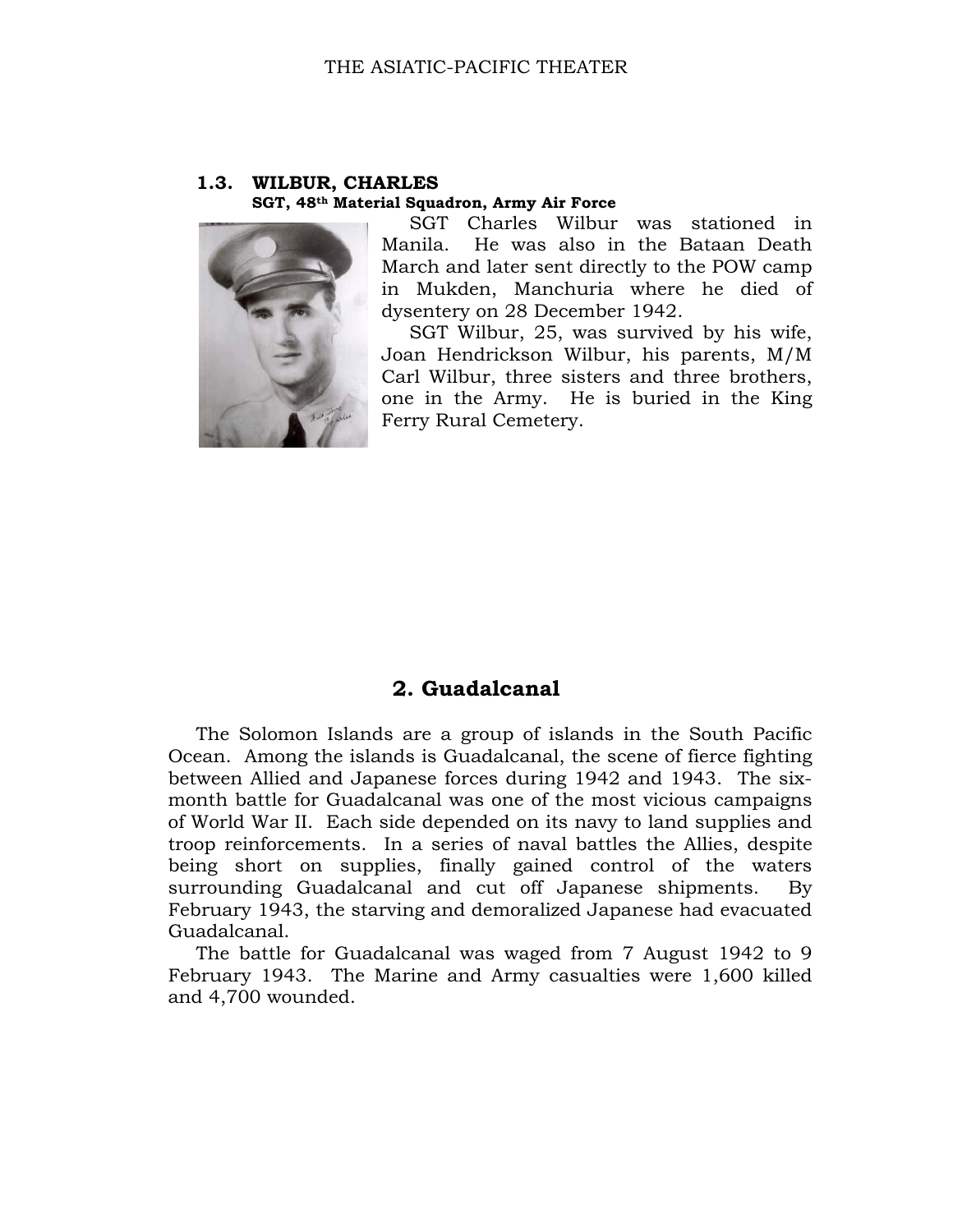### 1.3. WILBUR, CHARLES

**SGT, 48th Material Squadron, Army Air Force**

SGT Charles Wilbur was stationed in Manila. He was also in the Bataan Death March and later sent directly to the POW camp in Mukden, Manchuria where he died of dysentery on 28 December 1942.

SGT Wilbur, 25, was survived by his wife, Joan Hendrickson Wilbur, his parents, M/M Carl Wilbur, three sisters and three brothers, one in the Army. He is buried in the King Ferry Rural Cemetery.

## 2. Guadalcanal

The Solomon Islands are a group of islands in the South Pacific Ocean. Among the islands is Guadalcanal, the scene of fierce fighting between Allied and Japanese forces during 1942 and 1943. The six-month battle for Guadalcanal was one of the most vicious campaigns of World War II. Each side depended on its navy to land supplies and troop reinforcements. In a series of naval battles the Allies, despite being short on supplies, finally gained control of the waters surrounding Guadalcanal and cut off Japanese shipments. By February 1943, the starving and demoralized Japanese had evacuated Guadalcanal.

The battle for Guadalcanal was waged from 7 August 1942 to 9 February 1943. The Marine and Army casualties were 1,600 killed and 4,700 wounded.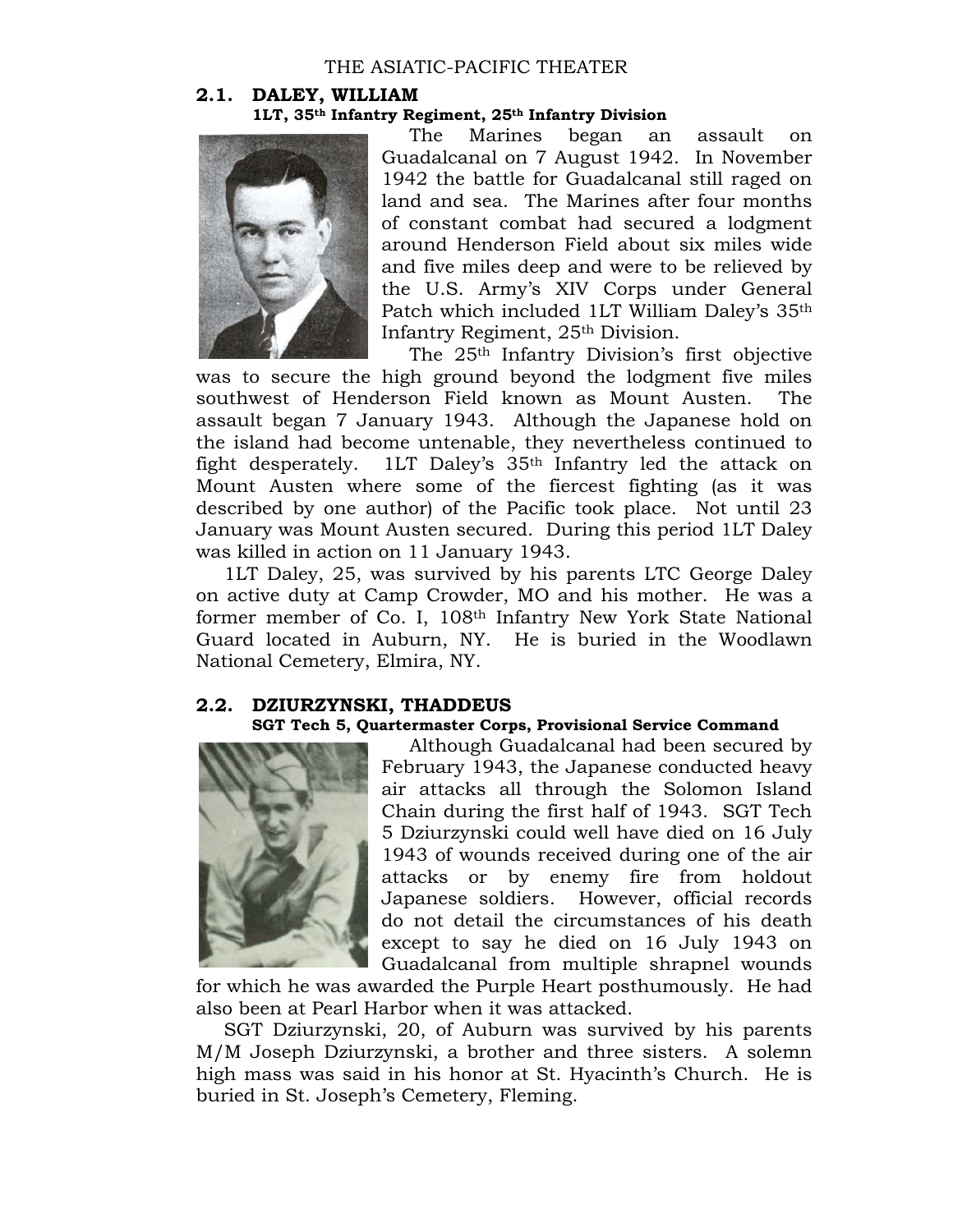THE ASIATIC-PACIFIC THEATER

## 2.1. DALEY, WILLIAM

**1LT, 35th Infantry Regiment, 25th Infantry Division**

The Marines began an assault on Guadalcanal on 7 August 1942. In November 1942 the battle for Guadalcanal still raged on land and sea. The Marines after four months of constant combat had secured a lodgment around Henderson Field about six miles wide and five miles deep and were to be relieved by the U.S. Army's XIV Corps under General Patch which included 1LT William Daley's 35th Infantry Regiment, 25th Division.

The 25th Infantry Division's first objective was to secure the high ground beyond the lodgment five miles southwest of Henderson Field known as Mount Austen. The assault began 7 January 1943. Although the Japanese hold on the island had become untenable, they nevertheless continued to fight desperately. 1LT Daley's 35th Infantry led the attack on Mount Austen where some of the fiercest fighting (as it was described by one author) of the Pacific took place. Not until 23 January was Mount Austen secured. During this period 1LT Daley was killed in action on 11 January 1943.

1LT Daley, 25, was survived by his parents LTC George Daley on active duty at Camp Crowder, MO and his mother. He was a former member of Co. I, 108th Infantry New York State National Guard located in Auburn, NY. He is buried in the Woodlawn National Cemetery, Elmira, NY.

## 2.2. DZIURZYNSKI, THADDEUS

**SGT Tech 5, Quartermaster Corps, Provisional Service Command**

Although Guadalcanal had been secured by February 1943, the Japanese conducted heavy air attacks all through the Solomon Island Chain during the first half of 1943. SGT Tech 5 Dziurzynski could well have died on 16 July 1943 of wounds received during one of the air attacks or by enemy fire from holdout Japanese soldiers. However, official records do not detail the circumstances of his death except to say he died on 16 July 1943 on Guadalcanal from multiple shrapnel wounds for which he was awarded the Purple Heart posthumously. He had also been at Pearl Harbor when it was attacked.

SGT Dziurzynski, 20, of Auburn was survived by his parents M/M Joseph Dziurzynski, a brother and three sisters. A solemn high mass was said in his honor at St. Hyacinth's Church. He is buried in St. Joseph's Cemetery, Fleming.